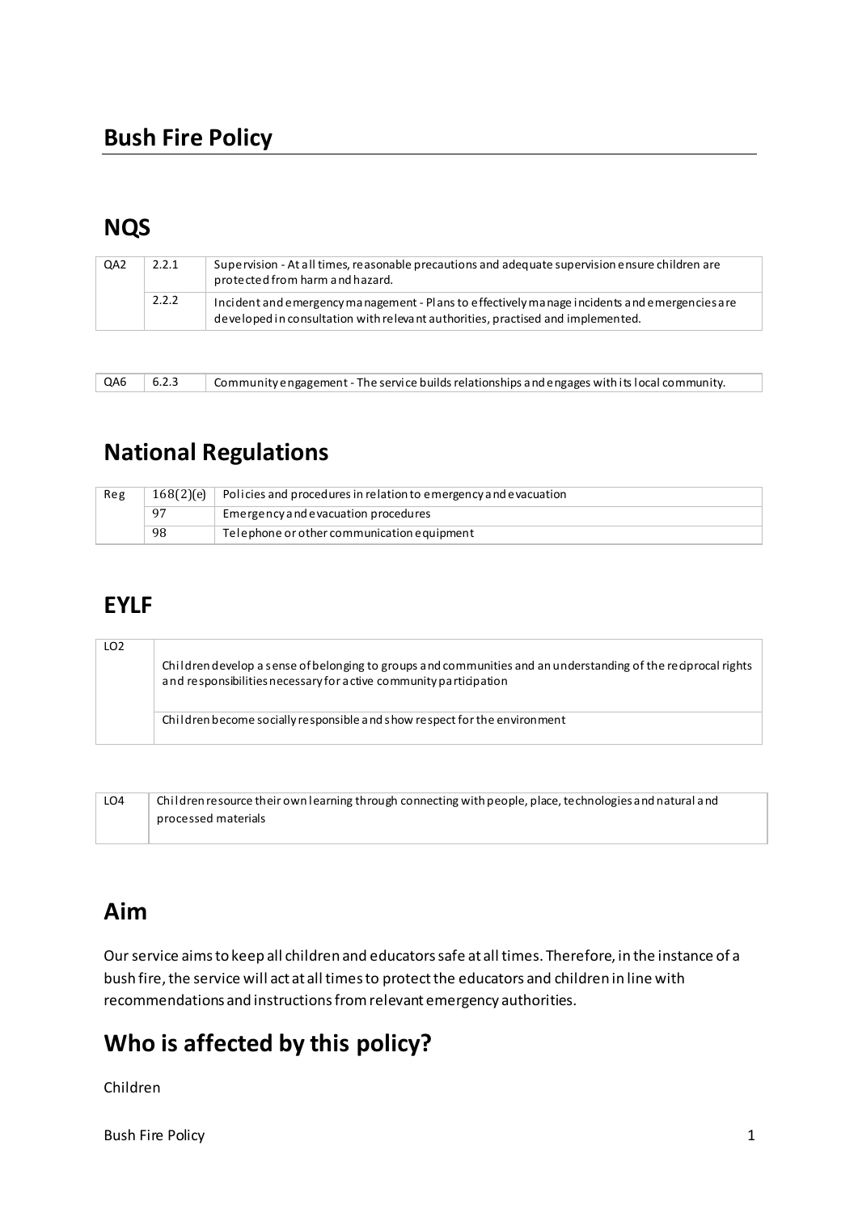# Bush Fire Policy

## NQS

| QA2 | 2.2.1 | Supervision - At all times, reasonable precautions and adequate supervision ensure children are protected from harm and hazard. |
|---|---|---|
| | 2.2.2 | Incident and emergency management - Plans to effectively manage incidents and emergencies are developed in consultation with relevant authorities, practised and implemented. |

| QA6 | 6.2.3 | Community engagement - The service builds relationships and engages with its local community. |
|---|---|---|

## National Regulations

| Reg | 168(2)(e) | Policies and procedures in relation to emergency and evacuation |
|---|---|---|
| | 97 | Emergency and evacuation procedures |
| | 98 | Telephone or other communication equipment |

## EYLF

| LO2 | Children develop a sense of belonging to groups and communities and an understanding of the reciprocal rights and responsibilities necessary for active community participation |
|---|---|
| | Children become socially responsible and show respect for the environment |

| LO4 | Children resource their own learning through connecting with people, place, technologies and natural and processed materials |
|---|---|

## Aim

Our service aims to keep all children and educators safe at all times. Therefore, in the instance of a bush fire, the service will act at all times to protect the educators and children in line with recommendations and instructions from relevant emergency authorities.

## Who is affected by this policy?

Children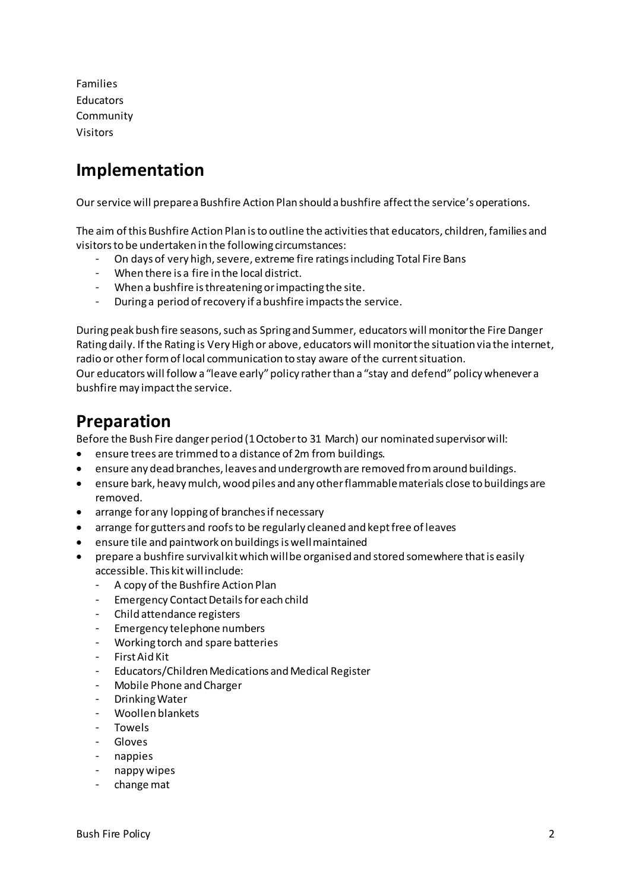Families
Educators
Community
Visitors

## Implementation

Our service will prepare a Bushfire Action Plan should a bushfire affect the service's operations.

The aim of this Bushfire Action Plan is to outline the activities that educators, children, families and visitors to be undertaken in the following circumstances:

- On days of very high, severe, extreme fire ratings including Total Fire Bans
- When there is a fire in the local district.
- When a bushfire is threatening or impacting the site.
- During a period of recovery if a bushfire impacts the service.

During peak bush fire seasons, such as Spring and Summer, educators will monitor the Fire Danger Rating daily. If the Rating is Very High or above, educators will monitor the situation via the internet, radio or other form of local communication to stay aware of the current situation.
Our educators will follow a "leave early" policy rather than a "stay and defend" policy whenever a bushfire may impact the service.

## Preparation

Before the Bush Fire danger period (1 October to 31 March) our nominated supervisor will:

- ensure trees are trimmed to a distance of 2m from buildings.
- ensure any dead branches, leaves and undergrowth are removed from around buildings.
- ensure bark, heavy mulch, wood piles and any other flammable materials close to buildings are removed.
- arrange for any lopping of branches if necessary
- arrange for gutters and roofs to be regularly cleaned and kept free of leaves
- ensure tile and paintwork on buildings is well maintained
- prepare a bushfire survival kit which will be organised and stored somewhere that is easily accessible. This kit will include:
  - A copy of the Bushfire Action Plan
  - Emergency Contact Details for each child
  - Child attendance registers
  - Emergency telephone numbers
  - Working torch and spare batteries
  - First Aid Kit
  - Educators/Children Medications and Medical Register
  - Mobile Phone and Charger
  - Drinking Water
  - Woollen blankets
  - Towels
  - Gloves
  - nappies
  - nappy wipes
  - change mat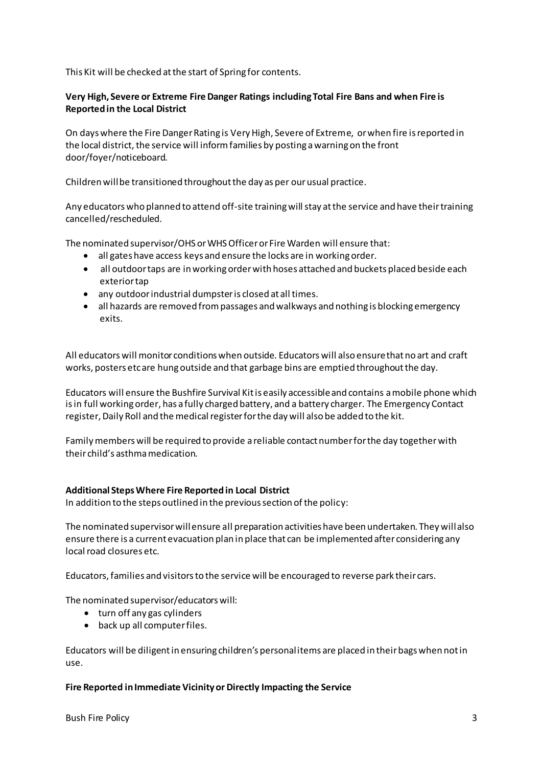This Kit will be checked at the start of Spring for contents.

**Very High, Severe or Extreme Fire Danger Ratings including Total Fire Bans and when Fire is Reported in the Local District**

On days where the Fire Danger Rating is Very High, Severe of Extreme, or when fire is reported in the local district, the service will inform families by posting a warning on the front door/foyer/noticeboard.

Children will be transitioned throughout the day as per our usual practice.

Any educators who planned to attend off-site training will stay at the service and have their training cancelled/rescheduled.

The nominated supervisor/OHS or WHS Officer or Fire Warden will ensure that:

- all gates have access keys and ensure the locks are in working order.
- all outdoor taps are in working order with hoses attached and buckets placed beside each exterior tap
- any outdoor industrial dumpster is closed at all times.
- all hazards are removed from passages and walkways and nothing is blocking emergency exits.

All educators will monitor conditions when outside. Educators will also ensure that no art and craft works, posters etc are hung outside and that garbage bins are emptied throughout the day.

Educators will ensure the Bushfire Survival Kit is easily accessible and contains a mobile phone which is in full working order, has a fully charged battery, and a battery charger. The Emergency Contact register, Daily Roll and the medical register for the day will also be added to the kit.

Family members will be required to provide a reliable contact number for the day together with their child's asthma medication.

**Additional Steps Where Fire Reported in Local District**

In addition to the steps outlined in the previous section of the policy:

The nominated supervisor will ensure all preparation activities have been undertaken. They will also ensure there is a current evacuation plan in place that can be implemented after considering any local road closures etc.

Educators, families and visitors to the service will be encouraged to reverse park their cars.

The nominated supervisor/educators will:

- turn off any gas cylinders
- back up all computer files.

Educators will be diligent in ensuring children's personal items are placed in their bags when not in use.

**Fire Reported in Immediate Vicinity or Directly Impacting the Service**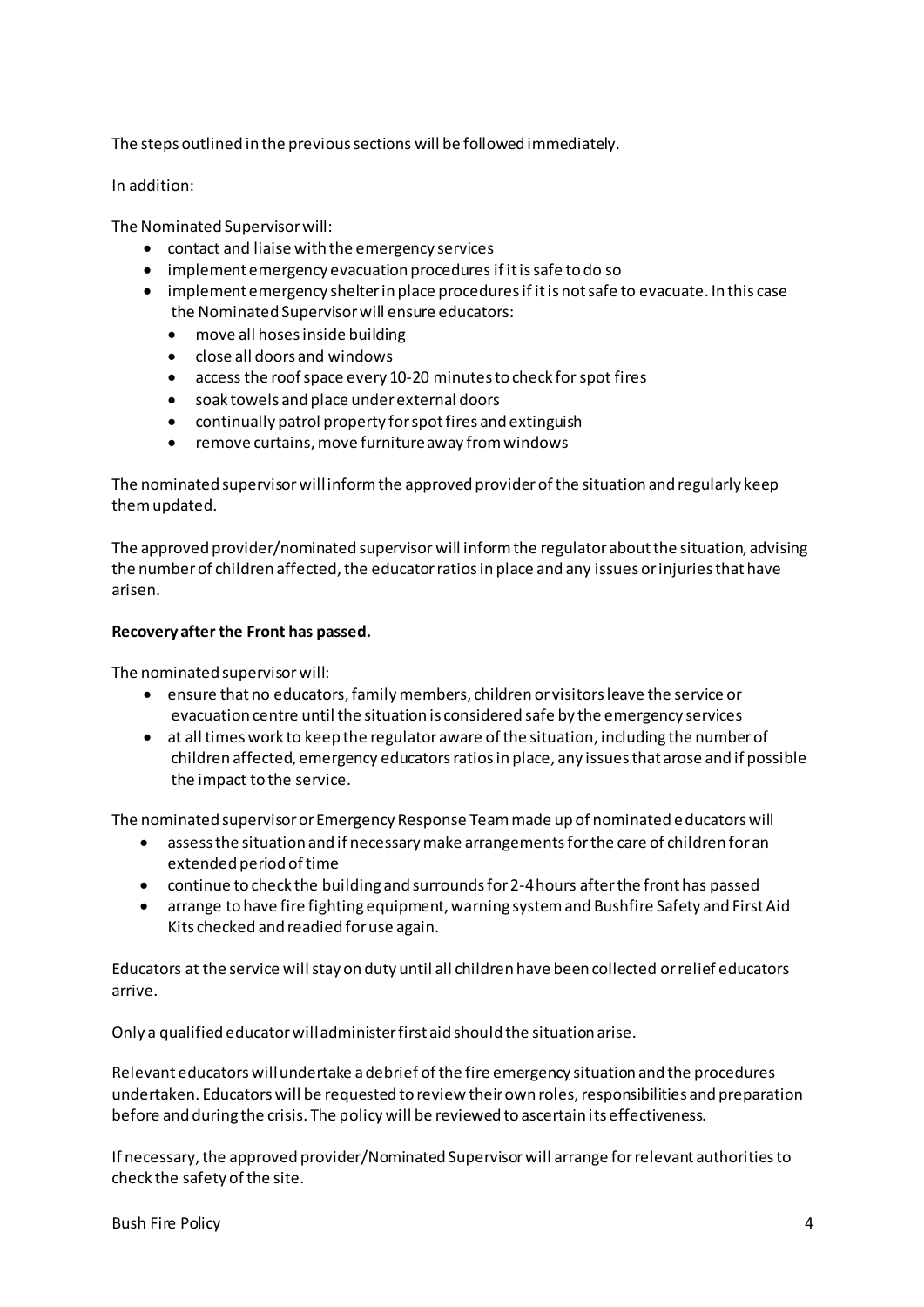The steps outlined in the previous sections will be followed immediately.

In addition:

The Nominated Supervisor will:

- contact and liaise with the emergency services
- implement emergency evacuation procedures if it is safe to do so
- implement emergency shelter in place procedures if it is not safe to evacuate. In this case the Nominated Supervisor will ensure educators:
  - move all hoses inside building
  - close all doors and windows
  - access the roof space every 10-20 minutes to check for spot fires
  - soak towels and place under external doors
  - continually patrol property for spot fires and extinguish
  - remove curtains, move furniture away from windows

The nominated supervisor will inform the approved provider of the situation and regularly keep them updated.

The approved provider/nominated supervisor will inform the regulator about the situation, advising the number of children affected, the educator ratios in place and any issues or injuries that have arisen.

**Recovery after the Front has passed.**

The nominated supervisor will:

- ensure that no educators, family members, children or visitors leave the service or evacuation centre until the situation is considered safe by the emergency services
- at all times work to keep the regulator aware of the situation, including the number of children affected, emergency educators ratios in place, any issues that arose and if possible the impact to the service.

The nominated supervisor or Emergency Response Team made up of nominated educators will

- assess the situation and if necessary make arrangements for the care of children for an extended period of time
- continue to check the building and surrounds for 2-4 hours after the front has passed
- arrange to have fire fighting equipment, warning system and Bushfire Safety and First Aid Kits checked and readied for use again.

Educators at the service will stay on duty until all children have been collected or relief educators arrive.

Only a qualified educator will administer first aid should the situation arise.

Relevant educators will undertake a debrief of the fire emergency situation and the procedures undertaken. Educators will be requested to review their own roles, responsibilities and preparation before and during the crisis. The policy will be reviewed to ascertain its effectiveness.

If necessary, the approved provider/Nominated Supervisor will arrange for relevant authorities to check the safety of the site.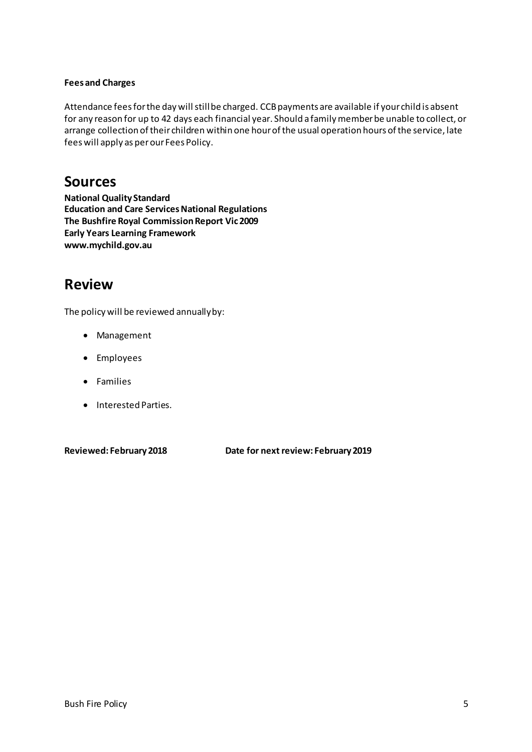**Fees and Charges**

Attendance fees for the day will still be charged. CCB payments are available if your child is absent for any reason for up to 42 days each financial year. Should a family member be unable to collect, or arrange collection of their children within one hour of the usual operation hours of the service, late fees will apply as per our Fees Policy.

# Sources

**National Quality Standard**
**Education and Care Services National Regulations**
**The Bushfire Royal Commission Report Vic 2009**
**Early Years Learning Framework**
**www.mychild.gov.au**

# Review

The policy will be reviewed annually by:

- Management
- Employees
- Families
- Interested Parties.

**Reviewed: February 2018** **Date for next review: February 2019**